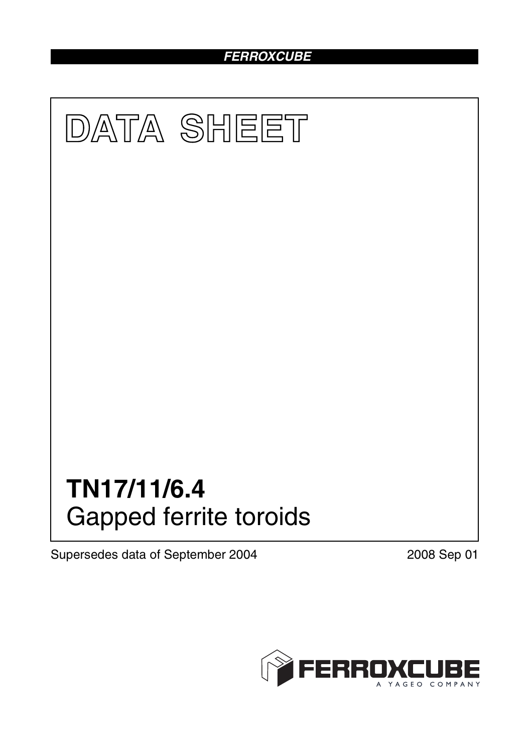**FERROXCUBE**

# DATA SHEET

# TN17/11/6.4

## Gapped ferrite toroids

Supersedes data of September 2004

2008 Sep 01

FERROXCUBE

A YAGEO COMPANY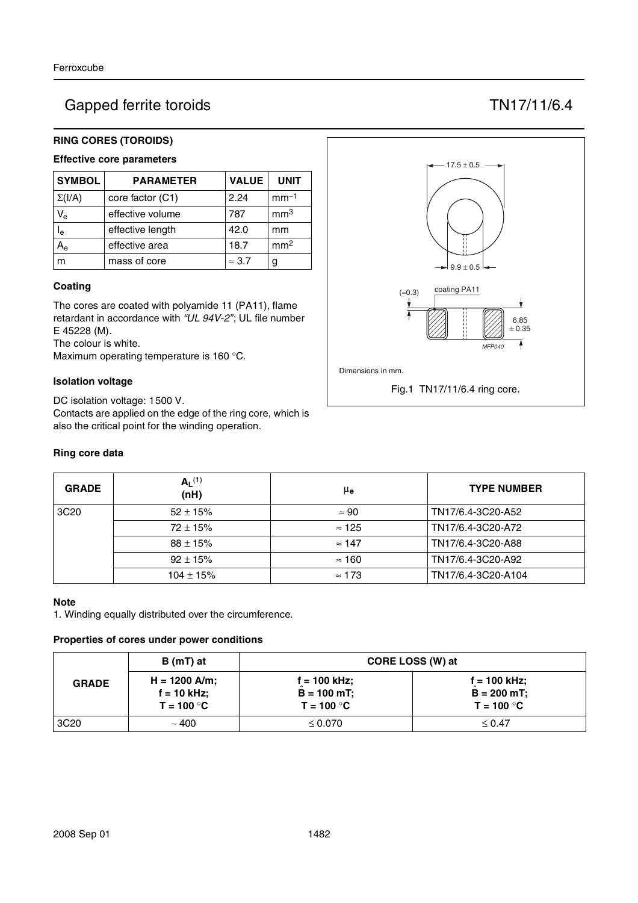# Gapped ferrite toroids TN17/11/6.4

## RING CORES (TOROIDS)

### Effective core parameters

| SYMBOL | PARAMETER | VALUE | UNIT |
|---|---|---|---|
| $\Sigma(I/A)$ | core factor (C1) | 2.24 | $mm^{-1}$ |
| $V_e$ | effective volume | 787 | $mm^3$ |
| $l_e$ | effective length | 42.0 | mm |
| $A_e$ | effective area | 18.7 | $mm^2$ |
| m | mass of core | ≈ 3.7 | g |

### Coating

The cores are coated with polyamide 11 (PA11), flame retardant in accordance with *"UL 94V-2"*; UL file number E 45228 (M).
The colour is white.
Maximum operating temperature is 160 °C.

### Isolation voltage

DC isolation voltage: 1500 V.
Contacts are applied on the edge of the ring core, which is also the critical point for the winding operation.

17.5 ± 0.5

9.9 ± 0.5

(≈0.3) coating PA11

6.85 ± 0.35

MFP040

Dimensions in mm.

Fig.1 TN17/11/6.4 ring core.

### Ring core data

| GRADE | $A_L$[1] (nH) | $\mu_e$ | TYPE NUMBER |
|---|---|---|---|
| 3C20 | 52 ± 15% | ≈ 90 | TN17/6.4-3C20-A52 |
| | 72 ± 15% | ≈ 125 | TN17/6.4-3C20-A72 |
| | 88 ± 15% | ≈ 147 | TN17/6.4-3C20-A88 |
| | 92 ± 15% | ≈ 160 | TN17/6.4-3C20-A92 |
| | 104 ± 15% | ≈ 173 | TN17/6.4-3C20-A104 |

### Note

1. Winding equally distributed over the circumference.

### Properties of cores under power conditions

| GRADE | B (mT) at | CORE LOSS (W) at | |
|---|---|---|---|
| | H = 1200 A/m; f = 10 kHz; T = 100 °C | f = 100 kHz; $\hat{B}$ = 100 mT; T = 100 °C | f = 100 kHz; $\hat{B}$ = 200 mT; T = 100 °C |
| 3C20 | ∼ 400 | ≤ 0.070 | ≤ 0.47 |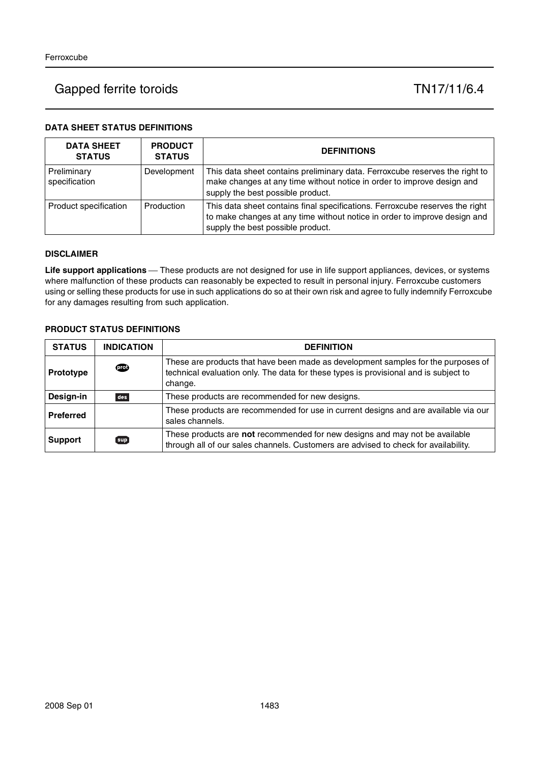## DATA SHEET STATUS DEFINITIONS

| DATA SHEET STATUS | PRODUCT STATUS | DEFINITIONS |
|---|---|---|
| Preliminary specification | Development | This data sheet contains preliminary data. Ferroxcube reserves the right to make changes at any time without notice in order to improve design and supply the best possible product. |
| Product specification | Production | This data sheet contains final specifications. Ferroxcube reserves the right to make changes at any time without notice in order to improve design and supply the best possible product. |

## DISCLAIMER

**Life support applications** — These products are not designed for use in life support appliances, devices, or systems where malfunction of these products can reasonably be expected to result in personal injury. Ferroxcube customers using or selling these products for use in such applications do so at their own risk and agree to fully indemnify Ferroxcube for any damages resulting from such application.

## PRODUCT STATUS DEFINITIONS

| STATUS | INDICATION | DEFINITION |
|---|---|---|
| **Prototype** | prot | These are products that have been made as development samples for the purposes of technical evaluation only. The data for these types is provisional and is subject to change. |
| **Design-in** | des | These products are recommended for new designs. |
| **Preferred** | | These products are recommended for use in current designs and are available via our sales channels. |
| **Support** | sup | These products are **not** recommended for new designs and may not be available through all of our sales channels. Customers are advised to check for availability. |